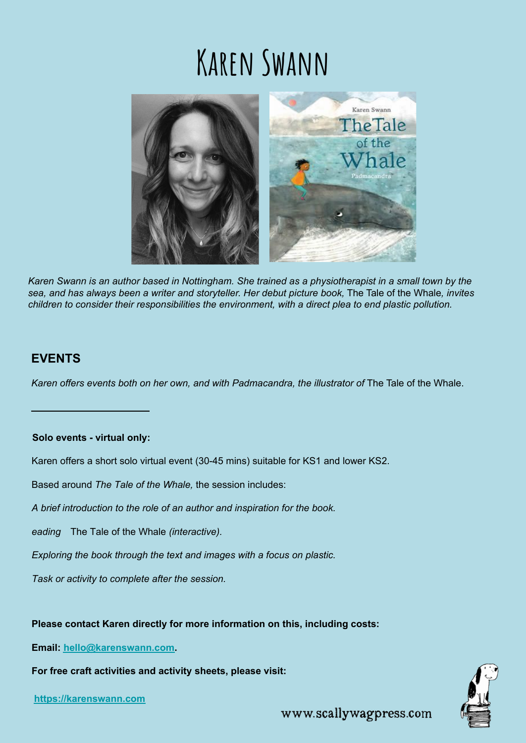# Karen Swann

*Karen Swann is an author based in Nottingham. She trained as a physiotherapist in a small town by the sea, and has always been a writer and storyteller. Her debut picture book,* The Tale of the Whale*, invites children to consider their responsibilities the environment, with a direct plea to end plastic pollution.*

## EVENTS

*Karen offers events both on her own, and with Padmacandra, the illustrator of* The Tale of the Whale.

---

**Solo events - virtual only:**

Karen offers a short solo virtual event (30-45 mins) suitable for KS1 and lower KS2.

Based around *The Tale of the Whale,* the session includes:

*A brief introduction to the role of an author and inspiration for the book.*

*eading* The Tale of the Whale *(interactive).*

*Exploring the book through the text and images with a focus on plastic.*

*Task or activity to complete after the session.*

**Please contact Karen directly for more information on this, including costs:**

**Email: [hello@karenswann.com](mailto:hello@karenswann.com).**

**For free craft activities and activity sheets, please visit:**

[https://karenswann.com](https://karenswann.com)

www.scallywagpress.com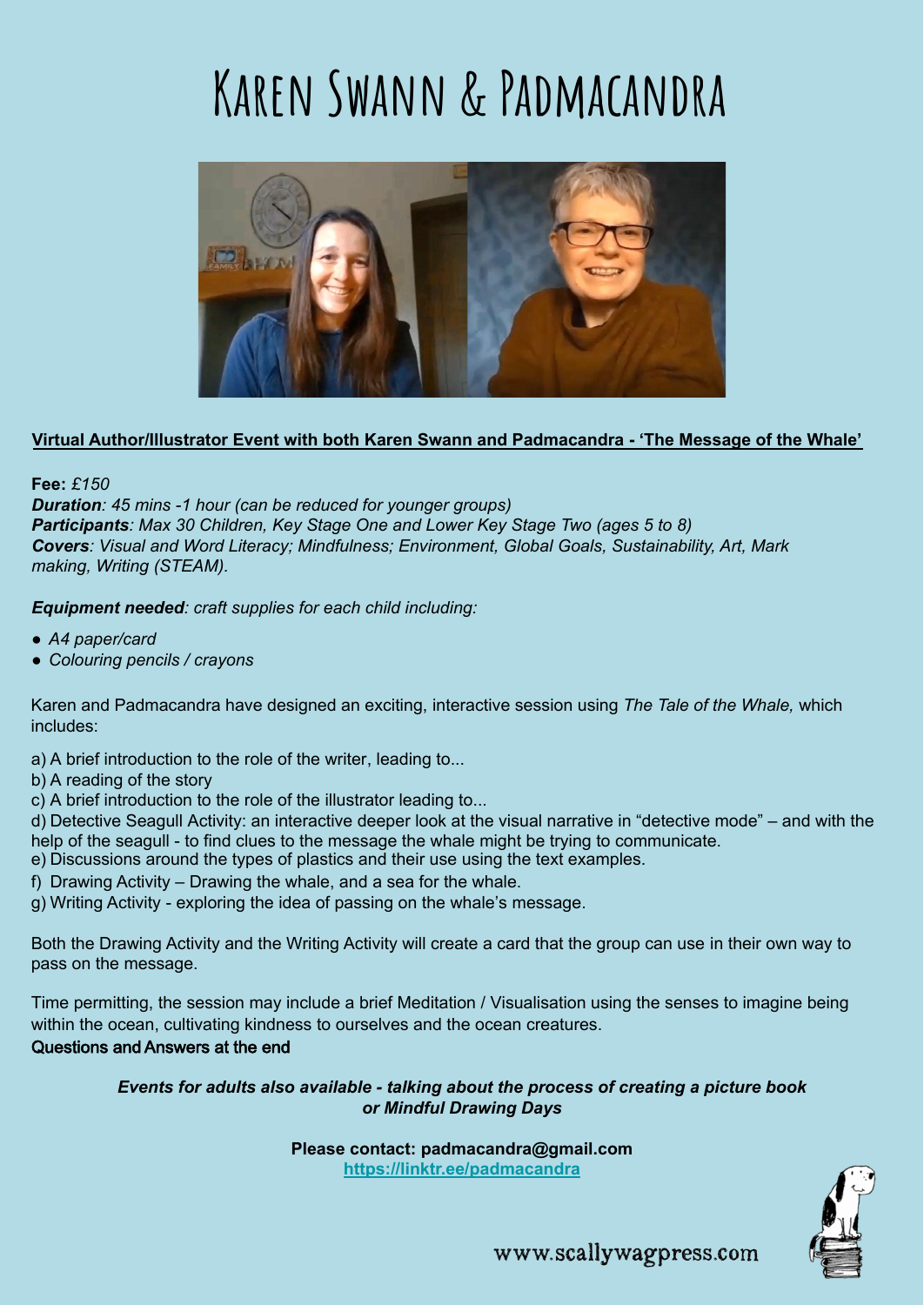# Karen Swann & Padmacandra

**Virtual Author/Illustrator Event with both Karen Swann and Padmacandra - 'The Message of the Whale'**

**Fee:** *£150*
***Duration****: 45 mins -1 hour (can be reduced for younger groups)*
***Participants****: Max 30 Children, Key Stage One and Lower Key Stage Two (ages 5 to 8)*
***Covers****: Visual and Word Literacy; Mindfulness; Environment, Global Goals, Sustainability, Art, Mark making, Writing (STEAM).*

***Equipment needed****: craft supplies for each child including:*

- *A4 paper/card*
- *Colouring pencils / crayons*

Karen and Padmacandra have designed an exciting, interactive session using *The Tale of the Whale,* which includes:

a) A brief introduction to the role of the writer, leading to...
b) A reading of the story
c) A brief introduction to the role of the illustrator leading to...
d) Detective Seagull Activity: an interactive deeper look at the visual narrative in "detective mode" – and with the help of the seagull - to find clues to the message the whale might be trying to communicate.
e) Discussions around the types of plastics and their use using the text examples.
f) Drawing Activity – Drawing the whale, and a sea for the whale.
g) Writing Activity - exploring the idea of passing on the whale's message.

Both the Drawing Activity and the Writing Activity will create a card that the group can use in their own way to pass on the message.

Time permitting, the session may include a brief Meditation / Visualisation using the senses to imagine being within the ocean, cultivating kindness to ourselves and the ocean creatures.
Questions and Answers at the end

***Events for adults also available - talking about the process of creating a picture book or Mindful Drawing Days***

**Please contact: padmacandra@gmail.com**
**https://linktr.ee/padmacandra**

www.scallywagpress.com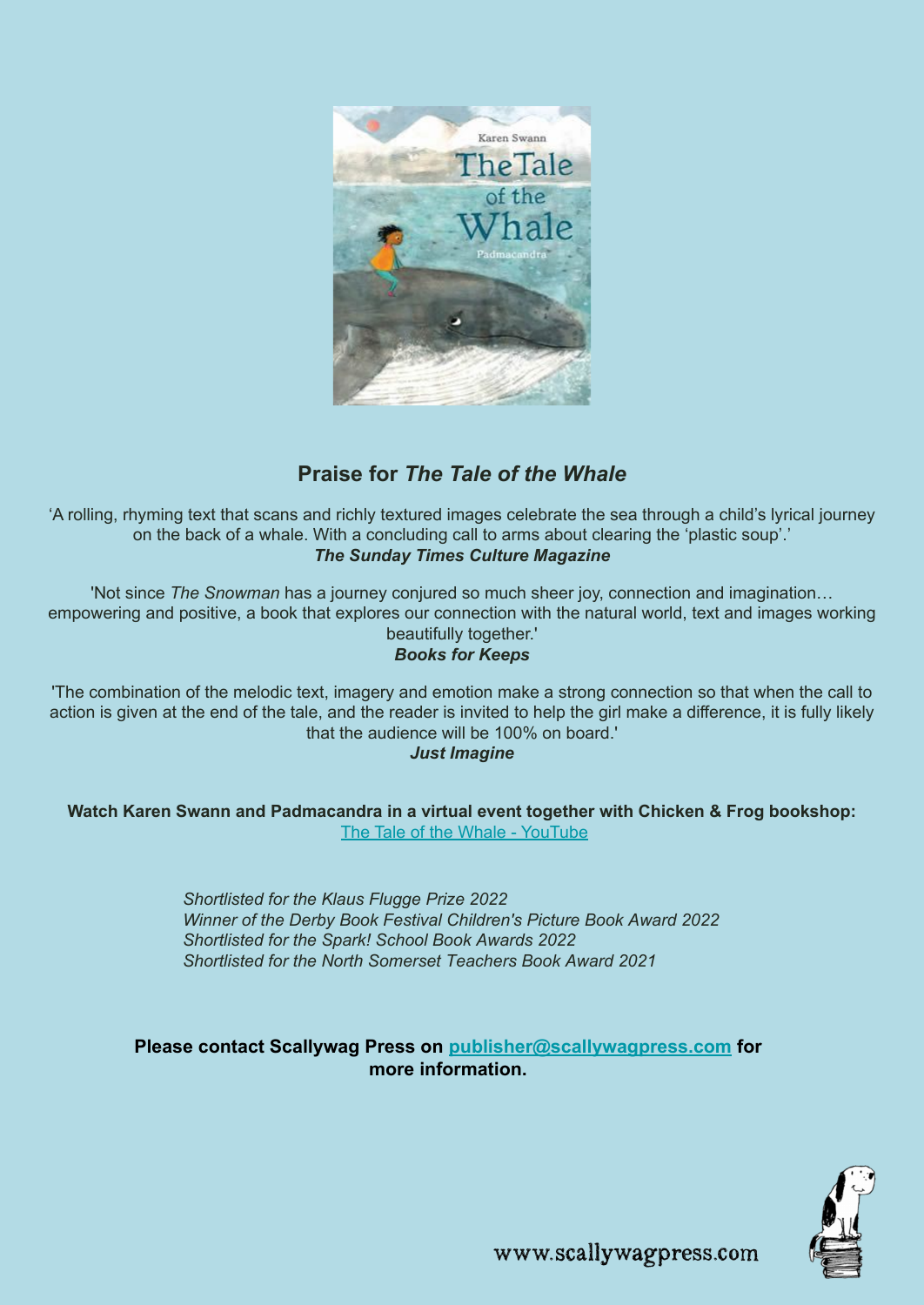## Praise for *The Tale of the Whale*

'A rolling, rhyming text that scans and richly textured images celebrate the sea through a child's lyrical journey on the back of a whale. With a concluding call to arms about clearing the 'plastic soup'.'
***The Sunday Times Culture Magazine***

'Not since *The Snowman* has a journey conjured so much sheer joy, connection and imagination… empowering and positive, a book that explores our connection with the natural world, text and images working beautifully together.'
***Books for Keeps***

'The combination of the melodic text, imagery and emotion make a strong connection so that when the call to action is given at the end of the tale, and the reader is invited to help the girl make a difference, it is fully likely that the audience will be 100% on board.'
***Just Imagine***

**Watch Karen Swann and Padmacandra in a virtual event together with Chicken & Frog bookshop:**
The Tale of the Whale - YouTube

*Shortlisted for the Klaus Flugge Prize 2022*
*Winner of the Derby Book Festival Children's Picture Book Award 2022*
*Shortlisted for the Spark! School Book Awards 2022*
*Shortlisted for the North Somerset Teachers Book Award 2021*

**Please contact Scallywag Press on publisher@scallywagpress.com for more information.**

www.scallywagpress.com